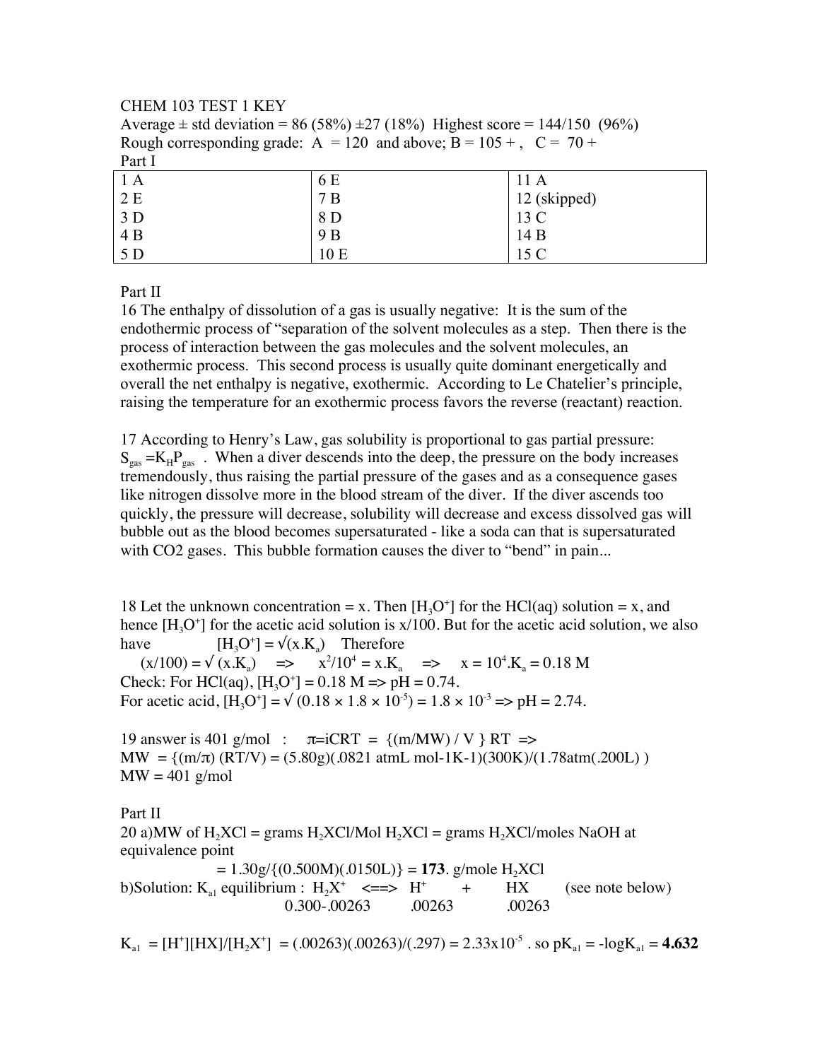CHEM 103 TEST 1 KEY

Average ± std deviation = 86 (58%) ±27 (18%) Highest score = 144/150 (96%)

Rough corresponding grade: A = 120 and above; B = 105 + , C = 70 +

Part I

| | | |
|---|---|---|
| 1 A | 6 E | 11 A |
| 2 E | 7 B | 12 (skipped) |
| 3 D | 8 D | 13 C |
| 4 B | 9 B | 14 B |
| 5 D | 10 E | 15 C |

Part II

16 The enthalpy of dissolution of a gas is usually negative: It is the sum of the endothermic process of "separation of the solvent molecules as a step. Then there is the process of interaction between the gas molecules and the solvent molecules, an exothermic process. This second process is usually quite dominant energetically and overall the net enthalpy is negative, exothermic. According to Le Chatelier's principle, raising the temperature for an exothermic process favors the reverse (reactant) reaction.

17 According to Henry's Law, gas solubility is proportional to gas partial pressure: $S_{gas} = K_H P_{gas}$ . When a diver descends into the deep, the pressure on the body increases tremendously, thus raising the partial pressure of the gases and as a consequence gases like nitrogen dissolve more in the blood stream of the diver. If the diver ascends too quickly, the pressure will decrease, solubility will decrease and excess dissolved gas will bubble out as the blood becomes supersaturated - like a soda can that is supersaturated with CO2 gases. This bubble formation causes the diver to "bend" in pain...

18 Let the unknown concentration = x. Then $[H_3O^+]$ for the HCl(aq) solution = x, and hence $[H_3O^+]$ for the acetic acid solution is x/100. But for the acetic acid solution, we also have $[H_3O^+] = \sqrt{(x.K_a)}$ Therefore

$(x/100) = \sqrt{(x.K_a)}$ => $x^2/10^4 = x.K_a$ => $x = 10^4.K_a = 0.18$ M

Check: For HCl(aq), $[H_3O^+] = 0.18$ M => pH = 0.74.

For acetic acid, $[H_3O^+] = \sqrt{(0.18 \times 1.8 \times 10^{-5})} = 1.8 \times 10^{-3}$ => pH = 2.74.

19 answer is 401 g/mol : $\pi = iCRT = \{(m/MW) / V\} RT$ =>

MW = $\{(m/\pi) (RT/V)\}$ = (5.80g)(.0821 atmL mol-1K-1)(300K)/(1.78atm(.200L) )

MW = 401 g/mol

Part II

20 a)MW of $H_2XCl$ = grams $H_2XCl$/Mol $H_2XCl$ = grams $H_2XCl$/moles NaOH at equivalence point

= 1.30g/{(0.500M)(.0150L)} = **173**. g/mole $H_2XCl$

b)Solution: $K_{a1}$ equilibrium : $H_2X^+$ <==> $H^+$ + HX (see note below)

0.300-.00263 .00263 .00263

$K_{a1} = [H^+][HX]/[H_2X^+] = (.00263)(.00263)/(.297) = 2.33 \times 10^{-5}$ . so $pK_{a1} = -\log K_{a1}$ = **4.632**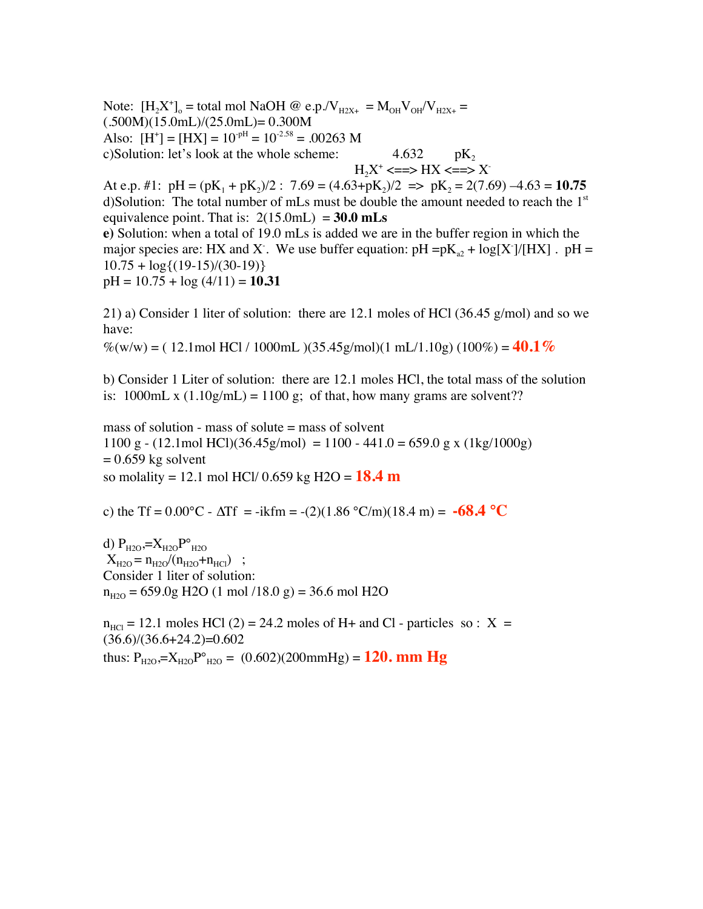Note: $[H_2X^+]_o$ = total mol NaOH @ e.p./$V_{H2X+}$ = $M_{OH}V_{OH}/V_{H2X+}$ = (.500M)(15.0mL)/(25.0mL)= 0.300M

Also: $[H^+] = [HX] = 10^{-pH} = 10^{-2.58}$ = .00263 M

c)Solution: let's look at the whole scheme:

$$\overset{4.632}{H_2X^+ \Longleftrightarrow} HX \overset{pK_2}{\Longleftrightarrow} X^-$$

At e.p. #1: $pH = (pK_1 + pK_2)/2$ : $7.69 = (4.63+pK_2)/2$ => $pK_2 = 2(7.69) - 4.63 =$ **10.75**

d)Solution: The total number of mLs must be double the amount needed to reach the 1st equivalence point. That is: 2(15.0mL) = **30.0 mLs**

**e)** Solution: when a total of 19.0 mLs is added we are in the buffer region in which the major species are: HX and $X^-$. We use buffer equation: $pH = pK_{a2} + \log[X^-]/[HX]$ . pH = 10.75 + log{(19-15)/(30-19)}

pH = 10.75 + log (4/11) = **10.31**

21) a) Consider 1 liter of solution: there are 12.1 moles of HCl (36.45 g/mol) and so we have:

%(w/w) = ( 12.1mol HCl / 1000mL )(35.45g/mol)(1 mL/1.10g) (100%) = **40.1%**

b) Consider 1 Liter of solution: there are 12.1 moles HCl, the total mass of the solution is: 1000mL x (1.10g/mL) = 1100 g; of that, how many grams are solvent??

mass of solution - mass of solute = mass of solvent

1100 g - (12.1mol HCl)(36.45g/mol) = 1100 - 441.0 = 659.0 g x (1kg/1000g) = 0.659 kg solvent

so molality = 12.1 mol HCl/ 0.659 kg H2O = **18.4 m**

c) the Tf = 0.00°C - ΔTf = -ikfm = -(2)(1.86 °C/m)(18.4 m) = **-68.4 °C**

d) $P_{H2O} = X_{H2O}P°_{H2O}$

$X_{H2O} = n_{H2O}/(n_{H2O}+n_{HCl})$ ;

Consider 1 liter of solution:

$n_{H2O}$ = 659.0g H2O (1 mol /18.0 g) = 36.6 mol H2O

$n_{HCl}$ = 12.1 moles HCl (2) = 24.2 moles of H+ and Cl - particles so : X = (36.6)/(36.6+24.2)=0.602

thus: $P_{H2O} = X_{H2O}P°_{H2O}$ = (0.602)(200mmHg) = **120. mm Hg**